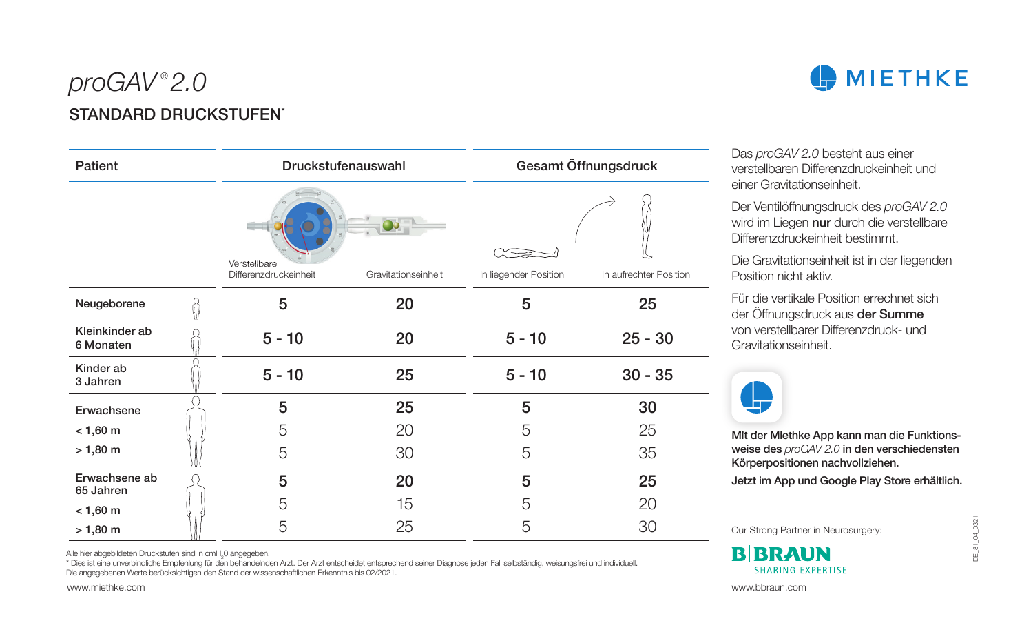# *proGAV®2.0*

## STANDARD DRUCKSTUFEN*

MIETHKE

| Patient | Druckstufenauswahl | | Gesamt Öffnungsdruck | |
|---|---|---|---|---|
| | Verstellbare Differenzdruckeinheit | Gravitationseinheit | In liegender Position | In aufrechter Position |
| Neugeborene | **5** | **20** | **5** | **25** |
| Kleinkinder ab 6 Monaten | **5 - 10** | **20** | **5 - 10** | **25 - 30** |
| Kinder ab 3 Jahren | **5 - 10** | **25** | **5 - 10** | **30 - 35** |
| Erwachsene | **5** | **25** | **5** | **30** |
| < 1,60 m | 5 | 20 | 5 | 25 |
| > 1,80 m | 5 | 30 | 5 | 35 |
| Erwachsene ab 65 Jahren | **5** | **20** | **5** | **25** |
| < 1,60 m | 5 | 15 | 5 | 20 |
| > 1,80 m | 5 | 25 | 5 | 30 |

Alle hier abgebildeten Druckstufen sind in $cmH_2O$ angegeben.
* Dies ist eine unverbindliche Empfehlung für den behandelnden Arzt. Der Arzt entscheidet entsprechend seiner Diagnose jeden Fall selbständig, weisungsfrei und individuell.
Die angegebenen Werte berücksichtigen den Stand der wissenschaftlichen Erkenntnis bis 02/2021.

www.miethke.com

Das *proGAV 2.0* besteht aus einer verstellbaren Differenzdruckeinheit und einer Gravitationseinheit.

Der Ventilöffnungsdruck des *proGAV 2.0* wird im Liegen **nur** durch die verstellbare Differenzdruckeinheit bestimmt.

Die Gravitationseinheit ist in der liegenden Position nicht aktiv.

Für die vertikale Position errechnet sich der Öffnungsdruck aus **der Summe** von verstellbarer Differenzdruck- und Gravitationseinheit.

**Mit der Miethke App kann man die Funktionsweise des *proGAV 2.0* in den verschiedensten Körperpositionen nachvollziehen.**

**Jetzt im App und Google Play Store erhältlich.**

Our Strong Partner in Neurosurgery:

B|BRAUN SHARING EXPERTISE

www.bbraun.com

DE_81_04_0021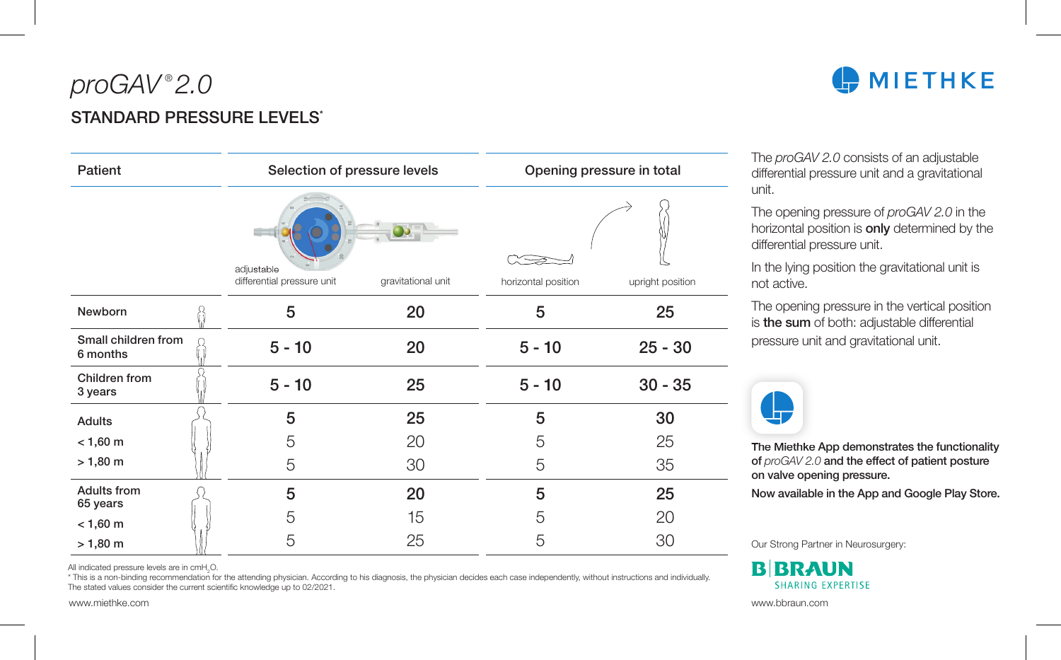# *proGAV*® 2.0

MIETHKE

## STANDARD PRESSURE LEVELS*

| Patient | Selection of pressure levels | | Opening pressure in total | |
|---|---|---|---|---|
| | adjustable differential pressure unit | gravitational unit | horizontal position | upright position |
| Newborn | **5** | **20** | **5** | **25** |
| Small children from 6 months | **5 - 10** | **20** | **5 - 10** | **25 - 30** |
| Children from 3 years | **5 - 10** | **25** | **5 - 10** | **30 - 35** |
| Adults | **5** | **25** | **5** | **30** |
| < 1,60 m | 5 | 20 | 5 | 25 |
| > 1,80 m | 5 | 30 | 5 | 35 |
| Adults from 65 years | **5** | **20** | **5** | **25** |
| < 1,60 m | 5 | 15 | 5 | 20 |
| > 1,80 m | 5 | 25 | 5 | 30 |

All indicated pressure levels are in cm$H_2$O.

* This is a non-binding recommendation for the attending physician. According to his diagnosis, the physician decides each case independently, without instructions and individually. The stated values consider the current scientific knowledge up to 02/2021.

www.miethke.com

The *proGAV 2.0* consists of an adjustable differential pressure unit and a gravitational unit.

The opening pressure of *proGAV 2.0* in the horizontal position is **only** determined by the differential pressure unit.

In the lying position the gravitational unit is not active.

The opening pressure in the vertical position is **the sum** of both: adjustable differential pressure unit and gravitational unit.

**The Miethke App demonstrates the functionality of *proGAV 2.0* and the effect of patient posture on valve opening pressure.**

**Now available in the App and Google Play Store.**

Our Strong Partner in Neurosurgery:

B|BRAUN
SHARING EXPERTISE

www.bbraun.com